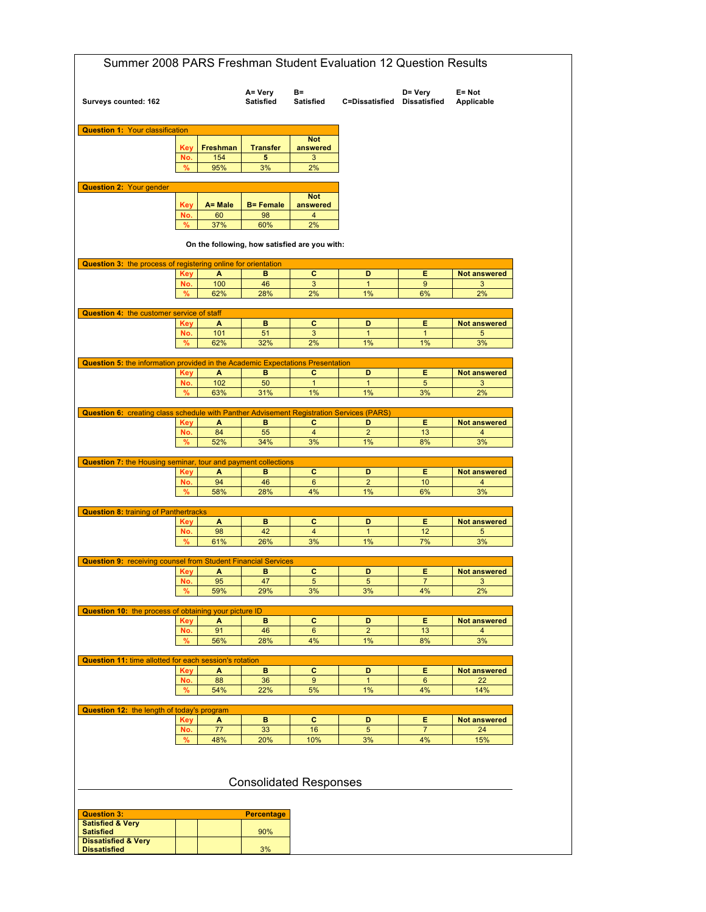# Summer 2008 PARS Freshman Student Evaluation 12 Question Results

**Surveys counted: 162**

**A= Very Satisfied** | **B= Satisfied** | **C=Dissatisfied** | **D= Very Dissatisfied** | **E= Not Applicable**

**Question 1:** Your classification

| Key | Freshman | Transfer | Not answered |
|---|---|---|---|
| No. | 154 | 5 | 3 |
| % | 95% | 3% | 2% |

**Question 2:** Your gender

| Key | A= Male | B= Female | Not answered |
|---|---|---|---|
| No. | 60 | 98 | 4 |
| % | 37% | 60% | 2% |

**On the following, how satisfied are you with:**

**Question 3:** the process of registering online for orientation

| Key | A | B | C | D | E | Not answered |
|---|---|---|---|---|---|---|
| No. | 100 | 46 | 3 | 1 | 9 | 3 |
| % | 62% | 28% | 2% | 1% | 6% | 2% |

**Question 4:** the customer service of staff

| Key | A | B | C | D | E | Not answered |
|---|---|---|---|---|---|---|
| No. | 101 | 51 | 3 | 1 | 1 | 5 |
| % | 62% | 32% | 2% | 1% | 1% | 3% |

**Question 5:** the information provided in the Academic Expectations Presentation

| Key | A | B | C | D | E | Not answered |
|---|---|---|---|---|---|---|
| No. | 102 | 50 | 1 | 1 | 5 | 3 |
| % | 63% | 31% | 1% | 1% | 3% | 2% |

**Question 6:** creating class schedule with Panther Advisement Registration Services (PARS)

| Key | A | B | C | D | E | Not answered |
|---|---|---|---|---|---|---|
| No. | 84 | 55 | 4 | 2 | 13 | 4 |
| % | 52% | 34% | 3% | 1% | 8% | 3% |

**Question 7:** the Housing seminar, tour and payment collections

| Key | A | B | C | D | E | Not answered |
|---|---|---|---|---|---|---|
| No. | 94 | 46 | 6 | 2 | 10 | 4 |
| % | 58% | 28% | 4% | 1% | 6% | 3% |

**Question 8:** training of Panthertracks

| Key | A | B | C | D | E | Not answered |
|---|---|---|---|---|---|---|
| No. | 98 | 42 | 4 | 1 | 12 | 5 |
| % | 61% | 26% | 3% | 1% | 7% | 3% |

**Question 9:** receiving counsel from Student Financial Services

| Key | A | B | C | D | E | Not answered |
|---|---|---|---|---|---|---|
| No. | 95 | 47 | 5 | 5 | 7 | 3 |
| % | 59% | 29% | 3% | 3% | 4% | 2% |

**Question 10:** the process of obtaining your picture ID

| Key | A | B | C | D | E | Not answered |
|---|---|---|---|---|---|---|
| No. | 91 | 46 | 6 | 2 | 13 | 4 |
| % | 56% | 28% | 4% | 1% | 8% | 3% |

**Question 11:** time allotted for each session's rotation

| Key | A | B | C | D | E | Not answered |
|---|---|---|---|---|---|---|
| No. | 88 | 36 | 9 | 1 | 6 | 22 |
| % | 54% | 22% | 5% | 1% | 4% | 14% |

**Question 12:** the length of today's program

| Key | A | B | C | D | E | Not answered |
|---|---|---|---|---|---|---|
| No. | 77 | 33 | 16 | 5 | 7 | 24 |
| % | 48% | 20% | 10% | 3% | 4% | 15% |

## Consolidated Responses

| Question 3: | Percentage |
|---|---|
| **Satisfied & Very Satisfied** | 90% |
| **Dissatisfied & Very Dissatisfied** | 3% |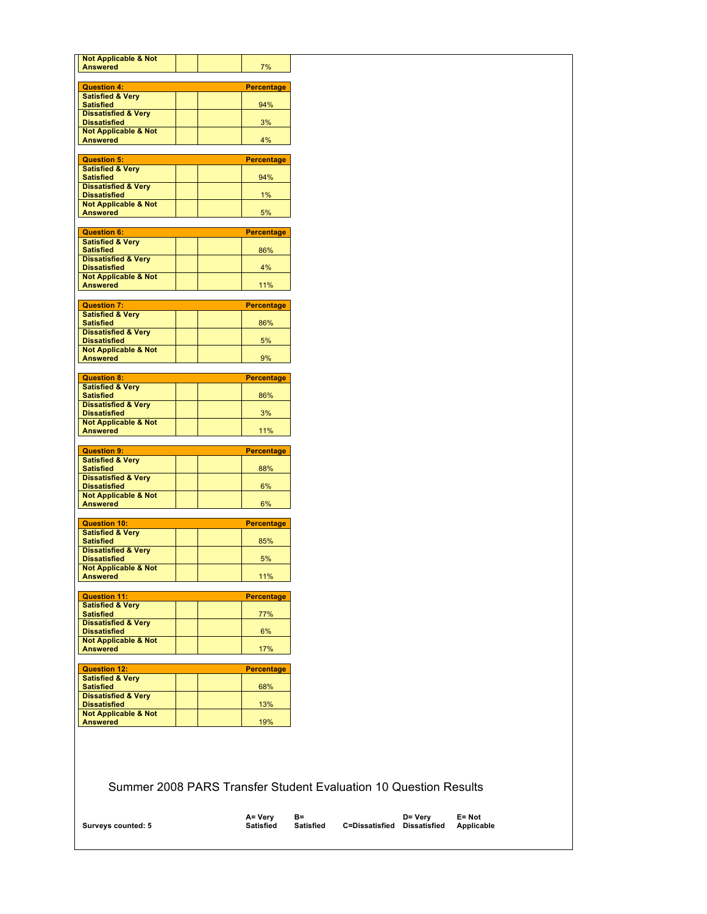| | | | |
|---|---|---|---|
| Not Applicable & Not Answered | | | 7% |

| Question 4: | | | Percentage |
|---|---|---|---|
| Satisfied & Very Satisfied | | | 94% |
| Dissatisfied & Very Dissatisfied | | | 3% |
| Not Applicable & Not Answered | | | 4% |

| Question 5: | | | Percentage |
|---|---|---|---|
| Satisfied & Very Satisfied | | | 94% |
| Dissatisfied & Very Dissatisfied | | | 1% |
| Not Applicable & Not Answered | | | 5% |

| Question 6: | | | Percentage |
|---|---|---|---|
| Satisfied & Very Satisfied | | | 86% |
| Dissatisfied & Very Dissatisfied | | | 4% |
| Not Applicable & Not Answered | | | 11% |

| Question 7: | | | Percentage |
|---|---|---|---|
| Satisfied & Very Satisfied | | | 86% |
| Dissatisfied & Very Dissatisfied | | | 5% |
| Not Applicable & Not Answered | | | 9% |

| Question 8: | | | Percentage |
|---|---|---|---|
| Satisfied & Very Satisfied | | | 86% |
| Dissatisfied & Very Dissatisfied | | | 3% |
| Not Applicable & Not Answered | | | 11% |

| Question 9: | | | Percentage |
|---|---|---|---|
| Satisfied & Very Satisfied | | | 88% |
| Dissatisfied & Very Dissatisfied | | | 6% |
| Not Applicable & Not Answered | | | 6% |

| Question 10: | | | Percentage |
|---|---|---|---|
| Satisfied & Very Satisfied | | | 85% |
| Dissatisfied & Very Dissatisfied | | | 5% |
| Not Applicable & Not Answered | | | 11% |

| Question 11: | | | Percentage |
|---|---|---|---|
| Satisfied & Very Satisfied | | | 77% |
| Dissatisfied & Very Dissatisfied | | | 6% |
| Not Applicable & Not Answered | | | 17% |

| Question 12: | | | Percentage |
|---|---|---|---|
| Satisfied & Very Satisfied | | | 68% |
| Dissatisfied & Very Dissatisfied | | | 13% |
| Not Applicable & Not Answered | | | 19% |

## Summer 2008 PARS Transfer Student Evaluation 10 Question Results

| | | | | | |
|---|---|---|---|---|---|
| **Surveys counted: 5** | **A= Very Satisfied** | **B= Satisfied** | **C=Dissatisfied** | **D= Very Dissatisfied** | **E= Not Applicable** |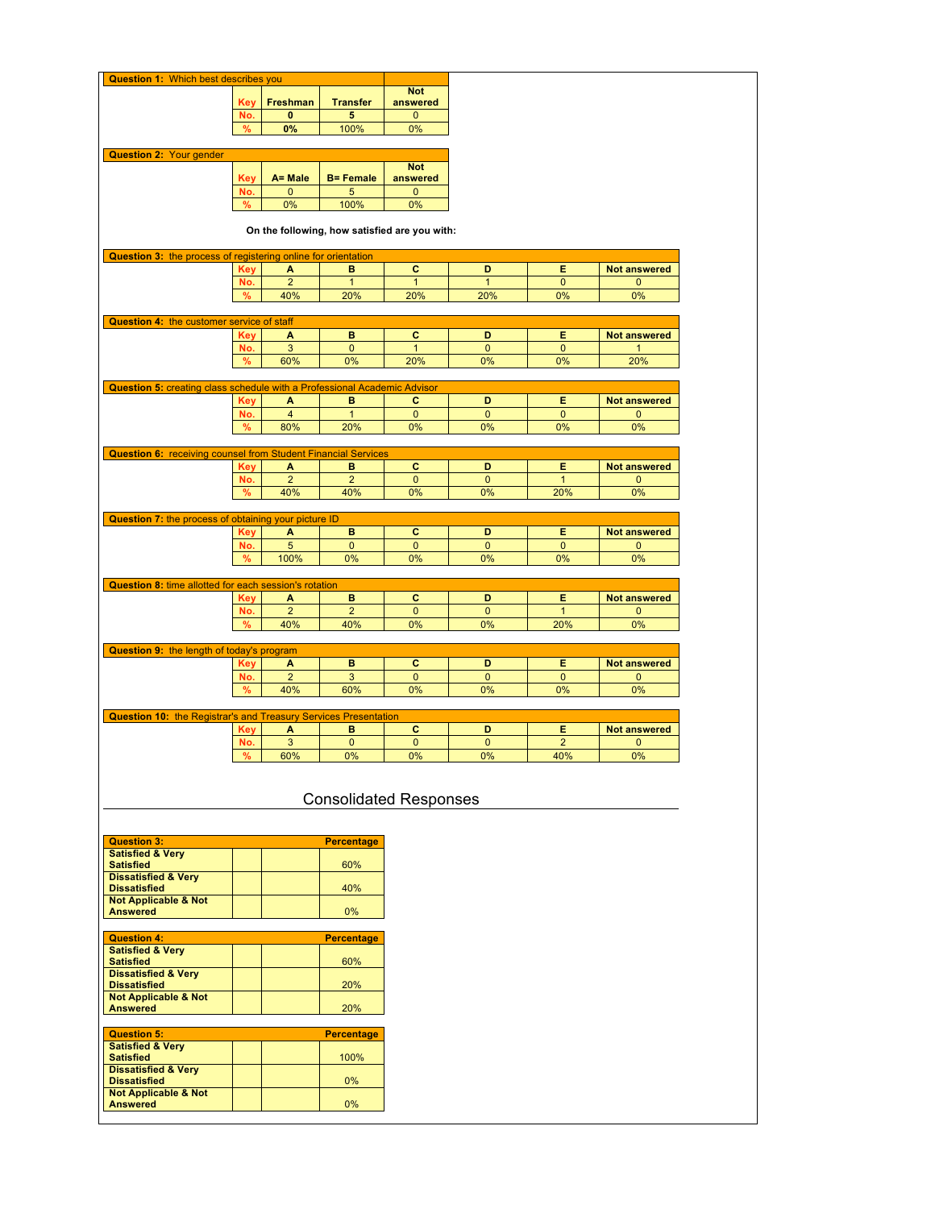**Question 1: Which best describes you**

| Key | Freshman | Transfer | Not answered |
|---|---|---|---|
| No. | 0 | 5 | 0 |
| % | 0% | 100% | 0% |

**Question 2: Your gender**

| Key | A= Male | B= Female | Not answered |
|---|---|---|---|
| No. | 0 | 5 | 0 |
| % | 0% | 100% | 0% |

**On the following, how satisfied are you with:**

**Question 3: the process of registering online for orientation**

| Key | A | B | C | D | E | Not answered |
|---|---|---|---|---|---|---|
| No. | 2 | 1 | 1 | 1 | 0 | 0 |
| % | 40% | 20% | 20% | 20% | 0% | 0% |

**Question 4: the customer service of staff**

| Key | A | B | C | D | E | Not answered |
|---|---|---|---|---|---|---|
| No. | 3 | 0 | 1 | 0 | 0 | 1 |
| % | 60% | 0% | 20% | 0% | 0% | 20% |

**Question 5: creating class schedule with a Professional Academic Advisor**

| Key | A | B | C | D | E | Not answered |
|---|---|---|---|---|---|---|
| No. | 4 | 1 | 0 | 0 | 0 | 0 |
| % | 80% | 20% | 0% | 0% | 0% | 0% |

**Question 6: receiving counsel from Student Financial Services**

| Key | A | B | C | D | E | Not answered |
|---|---|---|---|---|---|---|
| No. | 2 | 2 | 0 | 0 | 1 | 0 |
| % | 40% | 40% | 0% | 0% | 20% | 0% |

**Question 7: the process of obtaining your picture ID**

| Key | A | B | C | D | E | Not answered |
|---|---|---|---|---|---|---|
| No. | 5 | 0 | 0 | 0 | 0 | 0 |
| % | 100% | 0% | 0% | 0% | 0% | 0% |

**Question 8: time allotted for each session's rotation**

| Key | A | B | C | D | E | Not answered |
|---|---|---|---|---|---|---|
| No. | 2 | 2 | 0 | 0 | 1 | 0 |
| % | 40% | 40% | 0% | 0% | 20% | 0% |

**Question 9: the length of today's program**

| Key | A | B | C | D | E | Not answered |
|---|---|---|---|---|---|---|
| No. | 2 | 3 | 0 | 0 | 0 | 0 |
| % | 40% | 60% | 0% | 0% | 0% | 0% |

**Question 10: the Registrar's and Treasury Services Presentation**

| Key | A | B | C | D | E | Not answered |
|---|---|---|---|---|---|---|
| No. | 3 | 0 | 0 | 0 | 2 | 0 |
| % | 60% | 0% | 0% | 0% | 40% | 0% |

## Consolidated Responses

| Question 3: | Percentage |
|---|---|
| Satisfied & Very Satisfied | 60% |
| Dissatisfied & Very Dissatisfied | 40% |
| Not Applicable & Not Answered | 0% |

| Question 4: | Percentage |
|---|---|
| Satisfied & Very Satisfied | 60% |
| Dissatisfied & Very Dissatisfied | 20% |
| Not Applicable & Not Answered | 20% |

| Question 5: | Percentage |
|---|---|
| Satisfied & Very Satisfied | 100% |
| Dissatisfied & Very Dissatisfied | 0% |
| Not Applicable & Not Answered | 0% |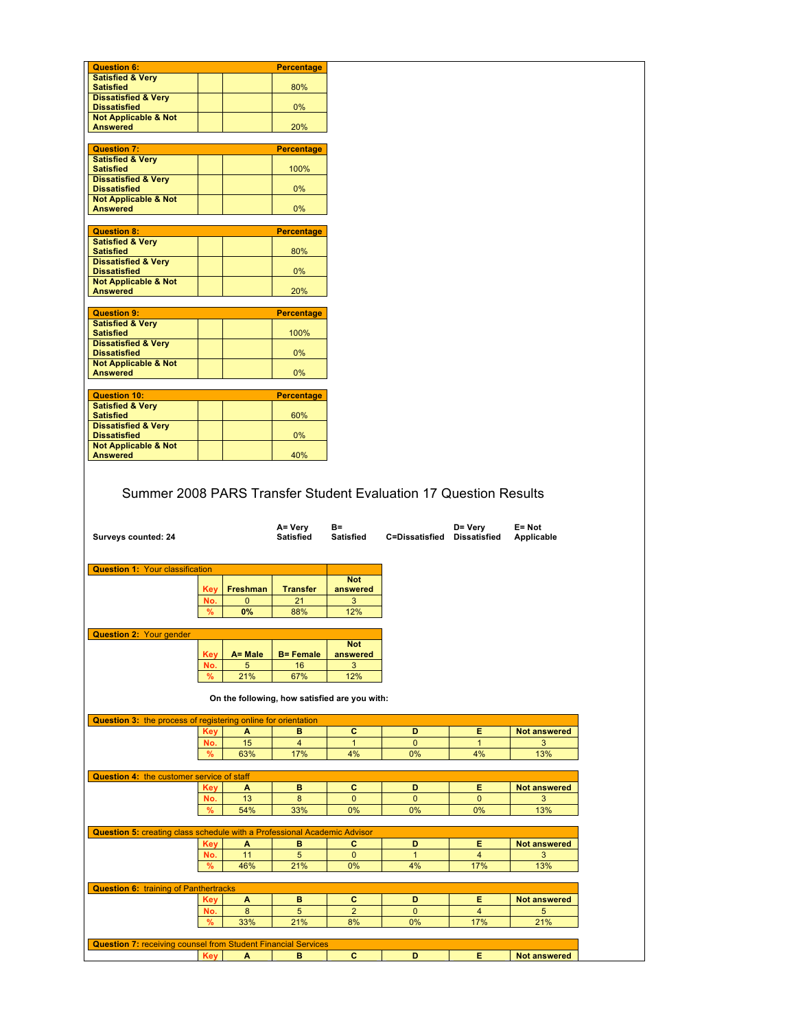| Question 6: | | | Percentage |
|---|---|---|---|
| Satisfied & Very Satisfied | | | 80% |
| Dissatisfied & Very Dissatisfied | | | 0% |
| Not Applicable & Not Answered | | | 20% |

| Question 7: | | | Percentage |
|---|---|---|---|
| Satisfied & Very Satisfied | | | 100% |
| Dissatisfied & Very Dissatisfied | | | 0% |
| Not Applicable & Not Answered | | | 0% |

| Question 8: | | | Percentage |
|---|---|---|---|
| Satisfied & Very Satisfied | | | 80% |
| Dissatisfied & Very Dissatisfied | | | 0% |
| Not Applicable & Not Answered | | | 20% |

| Question 9: | | | Percentage |
|---|---|---|---|
| Satisfied & Very Satisfied | | | 100% |
| Dissatisfied & Very Dissatisfied | | | 0% |
| Not Applicable & Not Answered | | | 0% |

| Question 10: | | | Percentage |
|---|---|---|---|
| Satisfied & Very Satisfied | | | 60% |
| Dissatisfied & Very Dissatisfied | | | 0% |
| Not Applicable & Not Answered | | | 40% |

## Summer 2008 PARS Transfer Student Evaluation 17 Question Results

**Surveys counted: 24**

**A= Very Satisfied** | **B= Satisfied** | **C=Dissatisfied** | **D= Very Dissatisfied** | **E= Not Applicable**

**Question 1:** Your classification

| Key | Freshman | Transfer | Not answered |
|---|---|---|---|
| No. | 0 | 21 | 3 |
| % | 0% | 88% | 12% |

**Question 2:** Your gender

| Key | A= Male | B= Female | Not answered |
|---|---|---|---|
| No. | 5 | 16 | 3 |
| % | 21% | 67% | 12% |

**On the following, how satisfied are you with:**

**Question 3:** the process of registering online for orientation

| Key | A | B | C | D | E | Not answered |
|---|---|---|---|---|---|---|
| No. | 15 | 4 | 1 | 0 | 1 | 3 |
| % | 63% | 17% | 4% | 0% | 4% | 13% |

**Question 4:** the customer service of staff

| Key | A | B | C | D | E | Not answered |
|---|---|---|---|---|---|---|
| No. | 13 | 8 | 0 | 0 | 0 | 3 |
| % | 54% | 33% | 0% | 0% | 0% | 13% |

**Question 5:** creating class schedule with a Professional Academic Advisor

| Key | A | B | C | D | E | Not answered |
|---|---|---|---|---|---|---|
| No. | 11 | 5 | 0 | 1 | 4 | 3 |
| % | 46% | 21% | 0% | 4% | 17% | 13% |

**Question 6:** training of Panthertracks

| Key | A | B | C | D | E | Not answered |
|---|---|---|---|---|---|---|
| No. | 8 | 5 | 2 | 0 | 4 | 5 |
| % | 33% | 21% | 8% | 0% | 17% | 21% |

**Question 7:** receiving counsel from Student Financial Services

| Key | A | B | C | D | E | Not answered |
|---|---|---|---|---|---|---|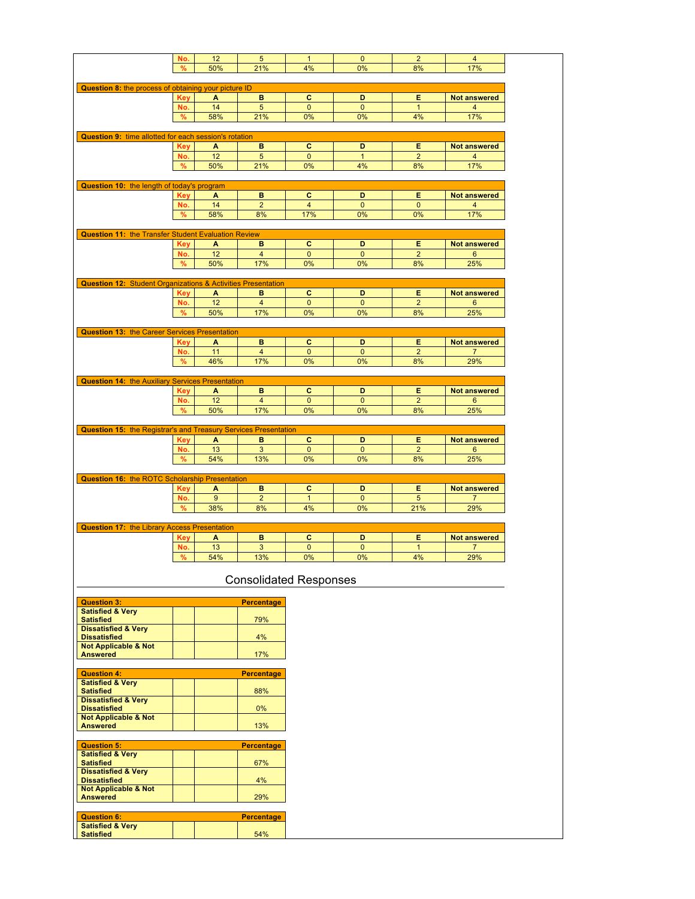| No. | 12 | 5 | 1 | 0 | 2 | 4 |
|---|---|---|---|---|---|---|
| % | 50% | 21% | 4% | 0% | 8% | 17% |

**Question 8:** the process of obtaining your picture ID

| Key | A | B | C | D | E | Not answered |
|---|---|---|---|---|---|---|
| No. | 14 | 5 | 0 | 0 | 1 | 4 |
| % | 58% | 21% | 0% | 0% | 4% | 17% |

**Question 9:** time allotted for each session's rotation

| Key | A | B | C | D | E | Not answered |
|---|---|---|---|---|---|---|
| No. | 12 | 5 | 0 | 1 | 2 | 4 |
| % | 50% | 21% | 0% | 4% | 8% | 17% |

**Question 10:** the length of today's program

| Key | A | B | C | D | E | Not answered |
|---|---|---|---|---|---|---|
| No. | 14 | 2 | 4 | 0 | 0 | 4 |
| % | 58% | 8% | 17% | 0% | 0% | 17% |

**Question 11:** the Transfer Student Evaluation Review

| Key | A | B | C | D | E | Not answered |
|---|---|---|---|---|---|---|
| No. | 12 | 4 | 0 | 0 | 2 | 6 |
| % | 50% | 17% | 0% | 0% | 8% | 25% |

**Question 12:** Student Organizations & Activities Presentation

| Key | A | B | C | D | E | Not answered |
|---|---|---|---|---|---|---|
| No. | 12 | 4 | 0 | 0 | 2 | 6 |
| % | 50% | 17% | 0% | 0% | 8% | 25% |

**Question 13:** the Career Services Presentation

| Key | A | B | C | D | E | Not answered |
|---|---|---|---|---|---|---|
| No. | 11 | 4 | 0 | 0 | 2 | 7 |
| % | 46% | 17% | 0% | 0% | 8% | 29% |

**Question 14:** the Auxiliary Services Presentation

| Key | A | B | C | D | E | Not answered |
|---|---|---|---|---|---|---|
| No. | 12 | 4 | 0 | 0 | 2 | 6 |
| % | 50% | 17% | 0% | 0% | 8% | 25% |

**Question 15:** the Registrar's and Treasury Services Presentation

| Key | A | B | C | D | E | Not answered |
|---|---|---|---|---|---|---|
| No. | 13 | 3 | 0 | 0 | 2 | 6 |
| % | 54% | 13% | 0% | 0% | 8% | 25% |

**Question 16:** the ROTC Scholarship Presentation

| Key | A | B | C | D | E | Not answered |
|---|---|---|---|---|---|---|
| No. | 9 | 2 | 1 | 0 | 5 | 7 |
| % | 38% | 8% | 4% | 0% | 21% | 29% |

**Question 17:** the Library Access Presentation

| Key | A | B | C | D | E | Not answered |
|---|---|---|---|---|---|---|
| No. | 13 | 3 | 0 | 0 | 1 | 7 |
| % | 54% | 13% | 0% | 0% | 4% | 29% |

## Consolidated Responses

| Question 3: | Percentage |
|---|---|
| Satisfied & Very Satisfied | 79% |
| Dissatisfied & Very Dissatisfied | 4% |
| Not Applicable & Not Answered | 17% |

| Question 4: | Percentage |
|---|---|
| Satisfied & Very Satisfied | 88% |
| Dissatisfied & Very Dissatisfied | 0% |
| Not Applicable & Not Answered | 13% |

| Question 5: | Percentage |
|---|---|
| Satisfied & Very Satisfied | 67% |
| Dissatisfied & Very Dissatisfied | 4% |
| Not Applicable & Not Answered | 29% |

| Question 6: | Percentage |
|---|---|
| Satisfied & Very Satisfied | 54% |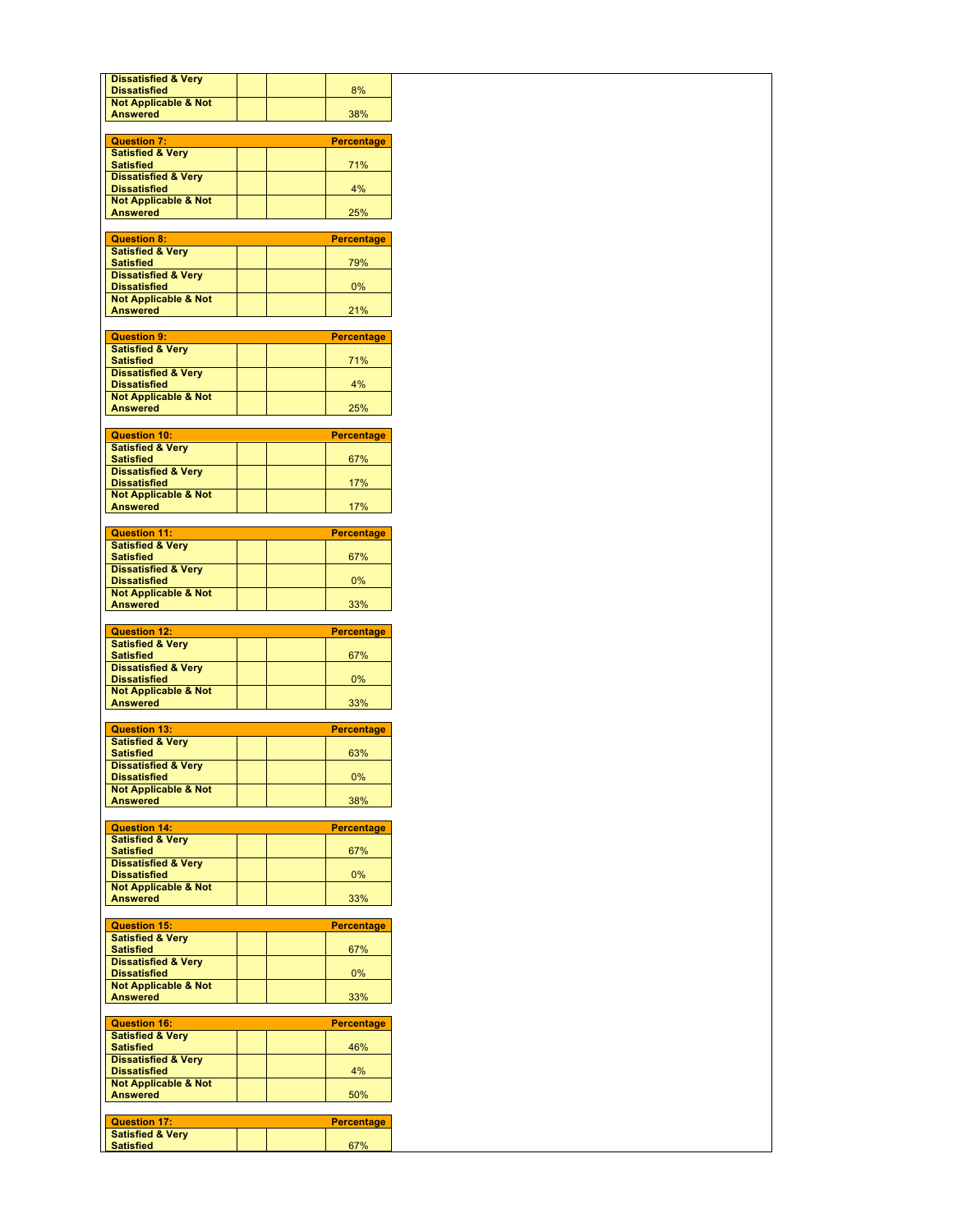| | | | |
|---|---|---|---|
| Dissatisfied & Very Dissatisfied | | | 8% |
| Not Applicable & Not Answered | | | 38% |

| Question 7: | | | Percentage |
|---|---|---|---|
| Satisfied & Very Satisfied | | | 71% |
| Dissatisfied & Very Dissatisfied | | | 4% |
| Not Applicable & Not Answered | | | 25% |

| Question 8: | | | Percentage |
|---|---|---|---|
| Satisfied & Very Satisfied | | | 79% |
| Dissatisfied & Very Dissatisfied | | | 0% |
| Not Applicable & Not Answered | | | 21% |

| Question 9: | | | Percentage |
|---|---|---|---|
| Satisfied & Very Satisfied | | | 71% |
| Dissatisfied & Very Dissatisfied | | | 4% |
| Not Applicable & Not Answered | | | 25% |

| Question 10: | | | Percentage |
|---|---|---|---|
| Satisfied & Very Satisfied | | | 67% |
| Dissatisfied & Very Dissatisfied | | | 17% |
| Not Applicable & Not Answered | | | 17% |

| Question 11: | | | Percentage |
|---|---|---|---|
| Satisfied & Very Satisfied | | | 67% |
| Dissatisfied & Very Dissatisfied | | | 0% |
| Not Applicable & Not Answered | | | 33% |

| Question 12: | | | Percentage |
|---|---|---|---|
| Satisfied & Very Satisfied | | | 67% |
| Dissatisfied & Very Dissatisfied | | | 0% |
| Not Applicable & Not Answered | | | 33% |

| Question 13: | | | Percentage |
|---|---|---|---|
| Satisfied & Very Satisfied | | | 63% |
| Dissatisfied & Very Dissatisfied | | | 0% |
| Not Applicable & Not Answered | | | 38% |

| Question 14: | | | Percentage |
|---|---|---|---|
| Satisfied & Very Satisfied | | | 67% |
| Dissatisfied & Very Dissatisfied | | | 0% |
| Not Applicable & Not Answered | | | 33% |

| Question 15: | | | Percentage |
|---|---|---|---|
| Satisfied & Very Satisfied | | | 67% |
| Dissatisfied & Very Dissatisfied | | | 0% |
| Not Applicable & Not Answered | | | 33% |

| Question 16: | | | Percentage |
|---|---|---|---|
| Satisfied & Very Satisfied | | | 46% |
| Dissatisfied & Very Dissatisfied | | | 4% |
| Not Applicable & Not Answered | | | 50% |

| Question 17: | | | Percentage |
|---|---|---|---|
| Satisfied & Very Satisfied | | | 67% |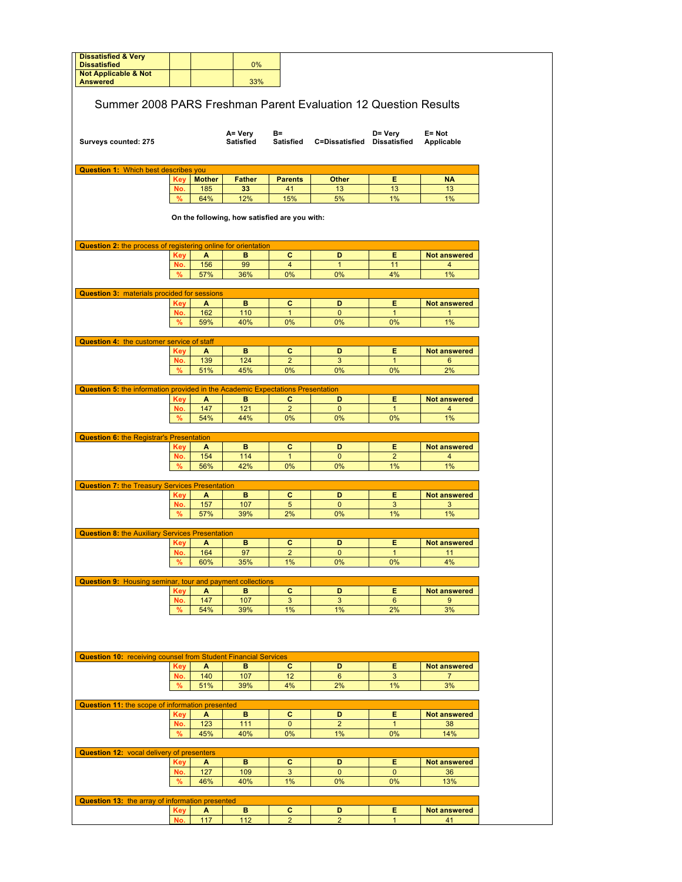| | | | |
|---|---|---|---|
| Dissatisfied & Very Dissatisfied | | | 0% |
| Not Applicable & Not Answered | | | 33% |

# Summer 2008 PARS Freshman Parent Evaluation 12 Question Results

Surveys counted: 275

A= Very Satisfied | B= Satisfied | C=Dissatisfied | D= Very Dissatisfied | E= Not Applicable

**Question 1:** Which best describes you

| Key | Mother | Father | Parents | Other | E | NA |
|---|---|---|---|---|---|---|
| No. | 185 | 33 | 41 | 13 | 13 | 13 |
| % | 64% | 12% | 15% | 5% | 1% | 1% |

**On the following, how satisfied are you with:**

**Question 2:** the process of registering online for orientation

| Key | A | B | C | D | E | Not answered |
|---|---|---|---|---|---|---|
| No. | 156 | 99 | 4 | 1 | 11 | 4 |
| % | 57% | 36% | 0% | 0% | 4% | 1% |

**Question 3:** materials procided for sessions

| Key | A | B | C | D | E | Not answered |
|---|---|---|---|---|---|---|
| No. | 162 | 110 | 1 | 0 | 1 | 1 |
| % | 59% | 40% | 0% | 0% | 0% | 1% |

**Question 4:** the customer service of staff

| Key | A | B | C | D | E | Not answered |
|---|---|---|---|---|---|---|
| No. | 139 | 124 | 2 | 3 | 1 | 6 |
| % | 51% | 45% | 0% | 0% | 0% | 2% |

**Question 5:** the information provided in the Academic Expectations Presentation

| Key | A | B | C | D | E | Not answered |
|---|---|---|---|---|---|---|
| No. | 147 | 121 | 2 | 0 | 1 | 4 |
| % | 54% | 44% | 0% | 0% | 0% | 1% |

**Question 6:** the Registrar's Presentation

| Key | A | B | C | D | E | Not answered |
|---|---|---|---|---|---|---|
| No. | 154 | 114 | 1 | 0 | 2 | 4 |
| % | 56% | 42% | 0% | 0% | 1% | 1% |

**Question 7:** the Treasury Services Presentation

| Key | A | B | C | D | E | Not answered |
|---|---|---|---|---|---|---|
| No. | 157 | 107 | 5 | 0 | 3 | 3 |
| % | 57% | 39% | 2% | 0% | 1% | 1% |

**Question 8:** the Auxiliary Services Presentation

| Key | A | B | C | D | E | Not answered |
|---|---|---|---|---|---|---|
| No. | 164 | 97 | 2 | 0 | 1 | 11 |
| % | 60% | 35% | 1% | 0% | 0% | 4% |

**Question 9:** Housing seminar, tour and payment collections

| Key | A | B | C | D | E | Not answered |
|---|---|---|---|---|---|---|
| No. | 147 | 107 | 3 | 3 | 6 | 9 |
| % | 54% | 39% | 1% | 1% | 2% | 3% |

**Question 10:** receiving counsel from Student Financial Services

| Key | A | B | C | D | E | Not answered |
|---|---|---|---|---|---|---|
| No. | 140 | 107 | 12 | 6 | 3 | 7 |
| % | 51% | 39% | 4% | 2% | 1% | 3% |

**Question 11:** the scope of information presented

| Key | A | B | C | D | E | Not answered |
|---|---|---|---|---|---|---|
| No. | 123 | 111 | 0 | 2 | 1 | 38 |
| % | 45% | 40% | 0% | 1% | 0% | 14% |

**Question 12:** vocal delivery of presenters

| Key | A | B | C | D | E | Not answered |
|---|---|---|---|---|---|---|
| No. | 127 | 109 | 3 | 0 | 0 | 36 |
| % | 46% | 40% | 1% | 0% | 0% | 13% |

**Question 13:** the array of information presented

| Key | A | B | C | D | E | Not answered |
|---|---|---|---|---|---|---|
| No. | 117 | 112 | 2 | 2 | 1 | 41 |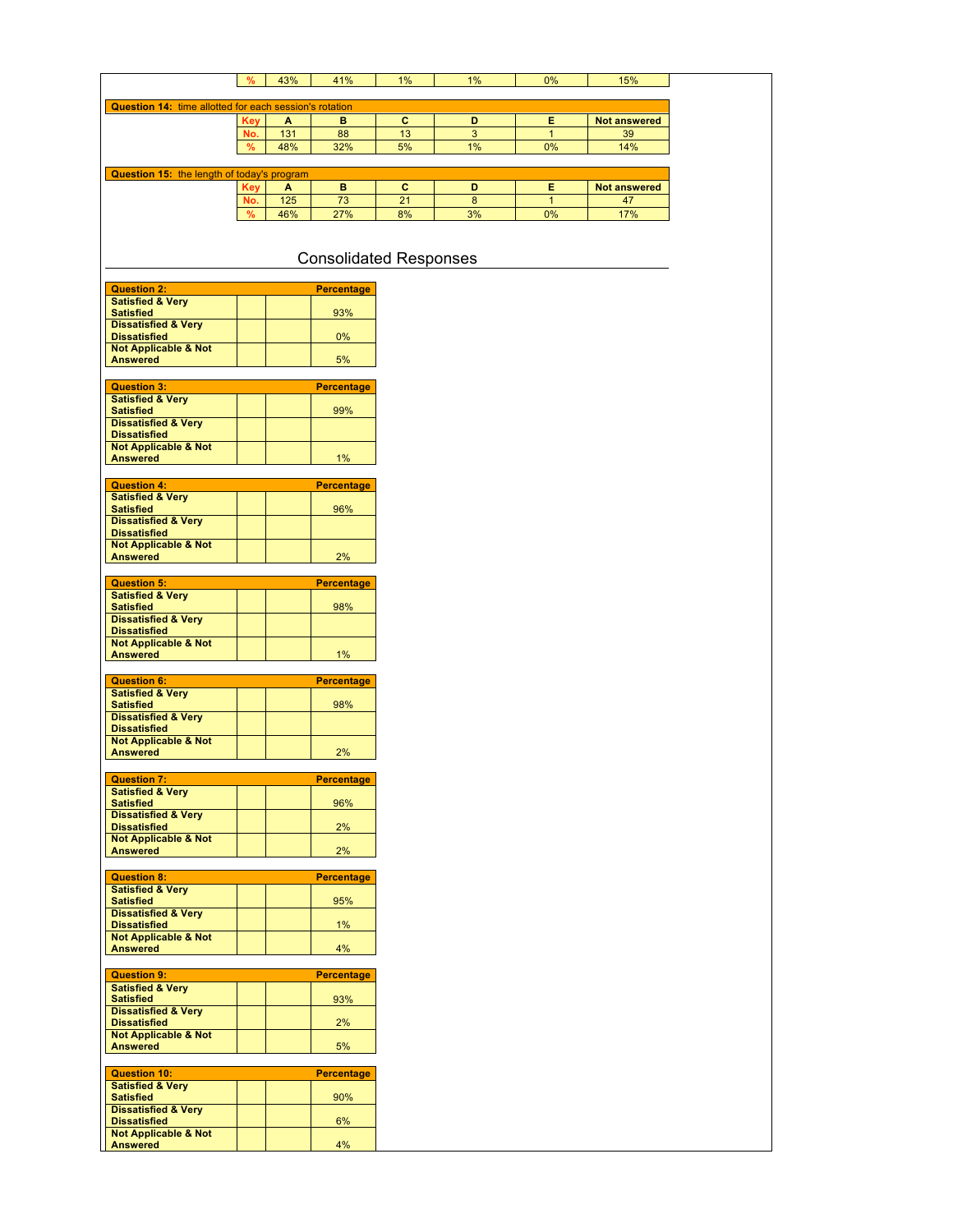| % | 43% | 41% | 1% | 1% | 0% | 15% |
|---|---|---|---|---|---|---|

**Question 14:** time allotted for each session's rotation

| Key | A | B | C | D | E | Not answered |
|---|---|---|---|---|---|---|
| No. | 131 | 88 | 13 | 3 | 1 | 39 |
| % | 48% | 32% | 5% | 1% | 0% | 14% |

**Question 15:** the length of today's program

| Key | A | B | C | D | E | Not answered |
|---|---|---|---|---|---|---|
| No. | 125 | 73 | 21 | 8 | 1 | 47 |
| % | 46% | 27% | 8% | 3% | 0% | 17% |

## Consolidated Responses

| Question 2: | | | Percentage |
|---|---|---|---|
| Satisfied & Very Satisfied | | | 93% |
| Dissatisfied & Very Dissatisfied | | | 0% |
| Not Applicable & Not Answered | | | 5% |

| Question 3: | | | Percentage |
|---|---|---|---|
| Satisfied & Very Satisfied | | | 99% |
| Dissatisfied & Very Dissatisfied | | | |
| Not Applicable & Not Answered | | | 1% |

| Question 4: | | | Percentage |
|---|---|---|---|
| Satisfied & Very Satisfied | | | 96% |
| Dissatisfied & Very Dissatisfied | | | |
| Not Applicable & Not Answered | | | 2% |

| Question 5: | | | Percentage |
|---|---|---|---|
| Satisfied & Very Satisfied | | | 98% |
| Dissatisfied & Very Dissatisfied | | | |
| Not Applicable & Not Answered | | | 1% |

| Question 6: | | | Percentage |
|---|---|---|---|
| Satisfied & Very Satisfied | | | 98% |
| Dissatisfied & Very Dissatisfied | | | |
| Not Applicable & Not Answered | | | 2% |

| Question 7: | | | Percentage |
|---|---|---|---|
| Satisfied & Very Satisfied | | | 96% |
| Dissatisfied & Very Dissatisfied | | | 2% |
| Not Applicable & Not Answered | | | 2% |

| Question 8: | | | Percentage |
|---|---|---|---|
| Satisfied & Very Satisfied | | | 95% |
| Dissatisfied & Very Dissatisfied | | | 1% |
| Not Applicable & Not Answered | | | 4% |

| Question 9: | | | Percentage |
|---|---|---|---|
| Satisfied & Very Satisfied | | | 93% |
| Dissatisfied & Very Dissatisfied | | | 2% |
| Not Applicable & Not Answered | | | 5% |

| Question 10: | | | Percentage |
|---|---|---|---|
| Satisfied & Very Satisfied | | | 90% |
| Dissatisfied & Very Dissatisfied | | | 6% |
| Not Applicable & Not Answered | | | 4% |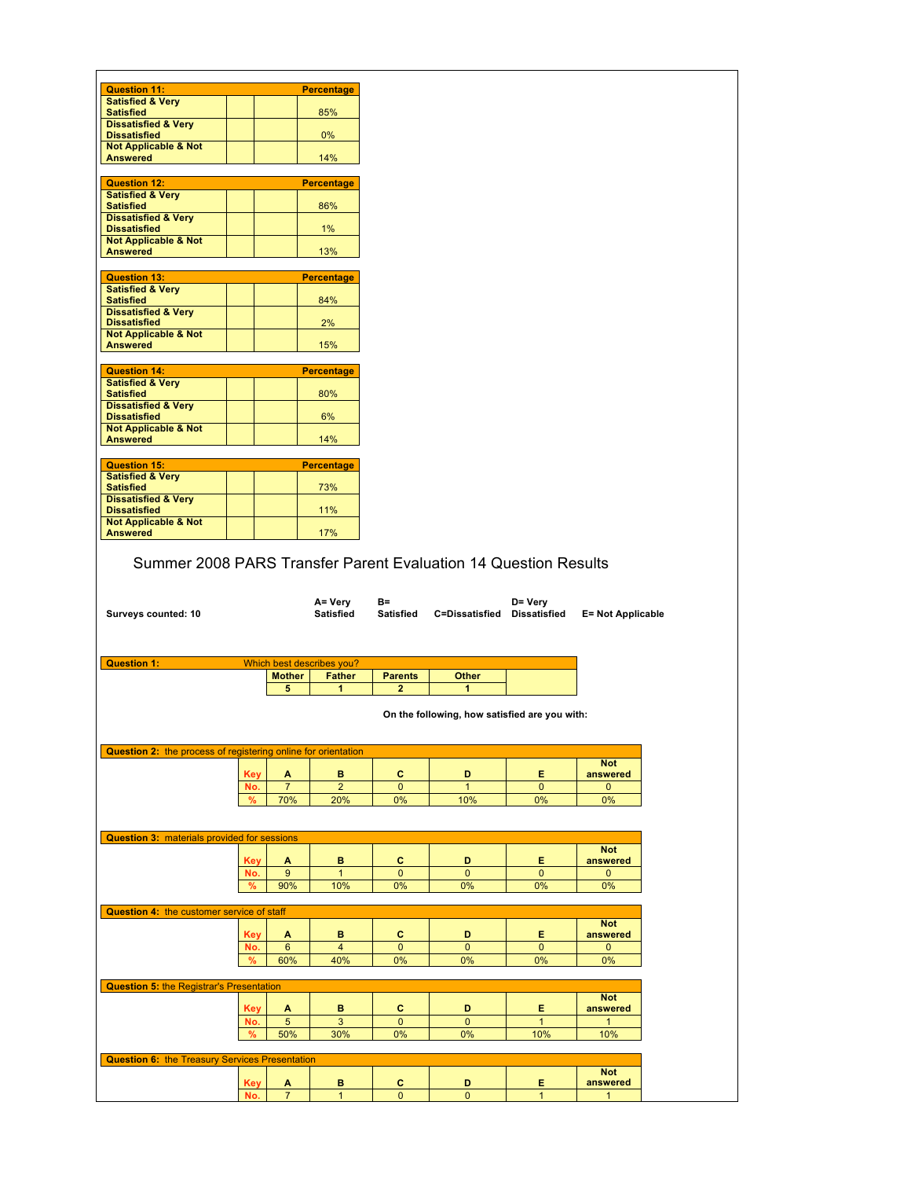| Question 11: | | | Percentage |
|---|---|---|---|
| Satisfied & Very Satisfied | | | 85% |
| Dissatisfied & Very Dissatisfied | | | 0% |
| Not Applicable & Not Answered | | | 14% |

| Question 12: | | | Percentage |
|---|---|---|---|
| Satisfied & Very Satisfied | | | 86% |
| Dissatisfied & Very Dissatisfied | | | 1% |
| Not Applicable & Not Answered | | | 13% |

| Question 13: | | | Percentage |
|---|---|---|---|
| Satisfied & Very Satisfied | | | 84% |
| Dissatisfied & Very Dissatisfied | | | 2% |
| Not Applicable & Not Answered | | | 15% |

| Question 14: | | | Percentage |
|---|---|---|---|
| Satisfied & Very Satisfied | | | 80% |
| Dissatisfied & Very Dissatisfied | | | 6% |
| Not Applicable & Not Answered | | | 14% |

| Question 15: | | | Percentage |
|---|---|---|---|
| Satisfied & Very Satisfied | | | 73% |
| Dissatisfied & Very Dissatisfied | | | 11% |
| Not Applicable & Not Answered | | | 17% |

## Summer 2008 PARS Transfer Parent Evaluation 14 Question Results

**Surveys counted: 10**

**A= Very Satisfied** **B= Satisfied** **C=Dissatisfied** **D= Very Dissatisfied** **E= Not Applicable**

| Question 1: | Which best describes you? | | | |
|---|---|---|---|---|
| | Mother | Father | Parents | Other |
| | 5 | 1 | 2 | 1 |

**On the following, how satisfied are you with:**

**Question 2:** the process of registering online for orientation

| Key | A | B | C | D | E | Not answered |
|---|---|---|---|---|---|---|
| No. | 7 | 2 | 0 | 1 | 0 | 0 |
| % | 70% | 20% | 0% | 10% | 0% | 0% |

**Question 3:** materials provided for sessions

| Key | A | B | C | D | E | Not answered |
|---|---|---|---|---|---|---|
| No. | 9 | 1 | 0 | 0 | 0 | 0 |
| % | 90% | 10% | 0% | 0% | 0% | 0% |

**Question 4:** the customer service of staff

| Key | A | B | C | D | E | Not answered |
|---|---|---|---|---|---|---|
| No. | 6 | 4 | 0 | 0 | 0 | 0 |
| % | 60% | 40% | 0% | 0% | 0% | 0% |

**Question 5:** the Registrar's Presentation

| Key | A | B | C | D | E | Not answered |
|---|---|---|---|---|---|---|
| No. | 5 | 3 | 0 | 0 | 1 | 1 |
| % | 50% | 30% | 0% | 0% | 10% | 10% |

**Question 6:** the Treasury Services Presentation

| Key | A | B | C | D | E | Not answered |
|---|---|---|---|---|---|---|
| No. | 7 | 1 | 0 | 0 | 1 | 1 |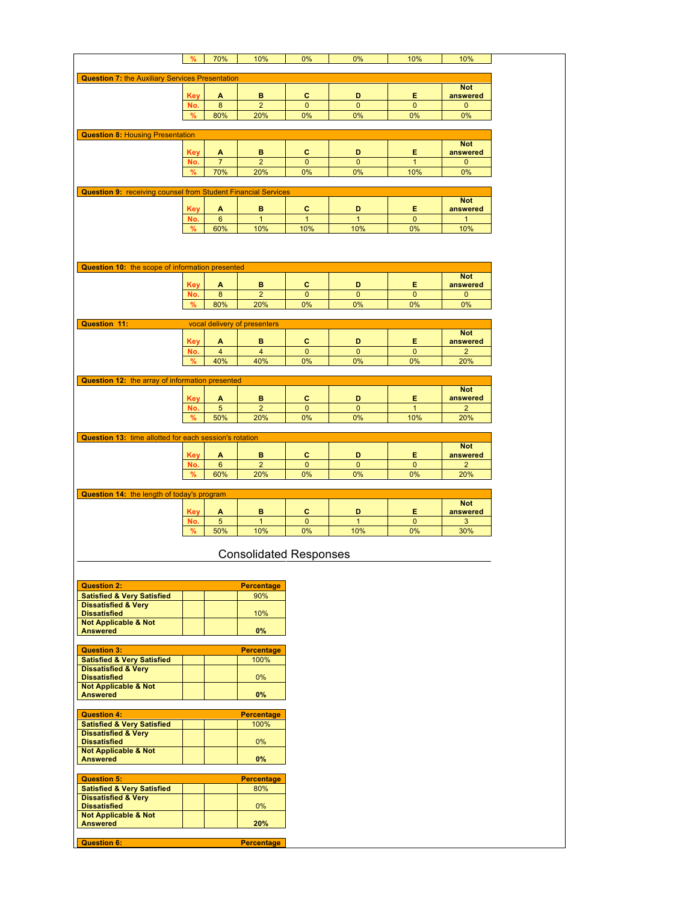| % | 70% | 10% | 0% | 0% | 10% | 10% |
|---|---|---|---|---|---|---|

**Question 7:** the Auxiliary Services Presentation

| Key | A | B | C | D | E | Not answered |
|---|---|---|---|---|---|---|
| No. | 8 | 2 | 0 | 0 | 0 | 0 |
| % | 80% | 20% | 0% | 0% | 0% | 0% |

**Question 8:** Housing Presentation

| Key | A | B | C | D | E | Not answered |
|---|---|---|---|---|---|---|
| No. | 7 | 2 | 0 | 0 | 1 | 0 |
| % | 70% | 20% | 0% | 0% | 10% | 0% |

**Question 9:** receiving counsel from Student Financial Services

| Key | A | B | C | D | E | Not answered |
|---|---|---|---|---|---|---|
| No. | 6 | 1 | 1 | 1 | 0 | 1 |
| % | 60% | 10% | 10% | 10% | 0% | 10% |

**Question 10:** the scope of information presented

| Key | A | B | C | D | E | Not answered |
|---|---|---|---|---|---|---|
| No. | 8 | 2 | 0 | 0 | 0 | 0 |
| % | 80% | 20% | 0% | 0% | 0% | 0% |

**Question 11:** vocal delivery of presenters

| Key | A | B | C | D | E | Not answered |
|---|---|---|---|---|---|---|
| No. | 4 | 4 | 0 | 0 | 0 | 2 |
| % | 40% | 40% | 0% | 0% | 0% | 20% |

**Question 12:** the array of information presented

| Key | A | B | C | D | E | Not answered |
|---|---|---|---|---|---|---|
| No. | 5 | 2 | 0 | 0 | 1 | 2 |
| % | 50% | 20% | 0% | 0% | 10% | 20% |

**Question 13:** time allotted for each session's rotation

| Key | A | B | C | D | E | Not answered |
|---|---|---|---|---|---|---|
| No. | 6 | 2 | 0 | 0 | 0 | 2 |
| % | 60% | 20% | 0% | 0% | 0% | 20% |

**Question 14:** the length of today's program

| Key | A | B | C | D | E | Not answered |
|---|---|---|---|---|---|---|
| No. | 5 | 1 | 0 | 1 | 0 | 3 |
| % | 50% | 10% | 0% | 10% | 0% | 30% |

## Consolidated Responses

| Question 2: | Percentage |
|---|---|
| **Satisfied & Very Satisfied** | 90% |
| **Dissatisfied & Very Dissatisfied** | 10% |
| **Not Applicable & Not Answered** | **0%** |

| Question 3: | Percentage |
|---|---|
| **Satisfied & Very Satisfied** | 100% |
| **Dissatisfied & Very Dissatisfied** | 0% |
| **Not Applicable & Not Answered** | **0%** |

| Question 4: | Percentage |
|---|---|
| **Satisfied & Very Satisfied** | 100% |
| **Dissatisfied & Very Dissatisfied** | 0% |
| **Not Applicable & Not Answered** | **0%** |

| Question 5: | Percentage |
|---|---|
| **Satisfied & Very Satisfied** | 80% |
| **Dissatisfied & Very Dissatisfied** | 0% |
| **Not Applicable & Not Answered** | **20%** |

| Question 6: | Percentage |
|---|---|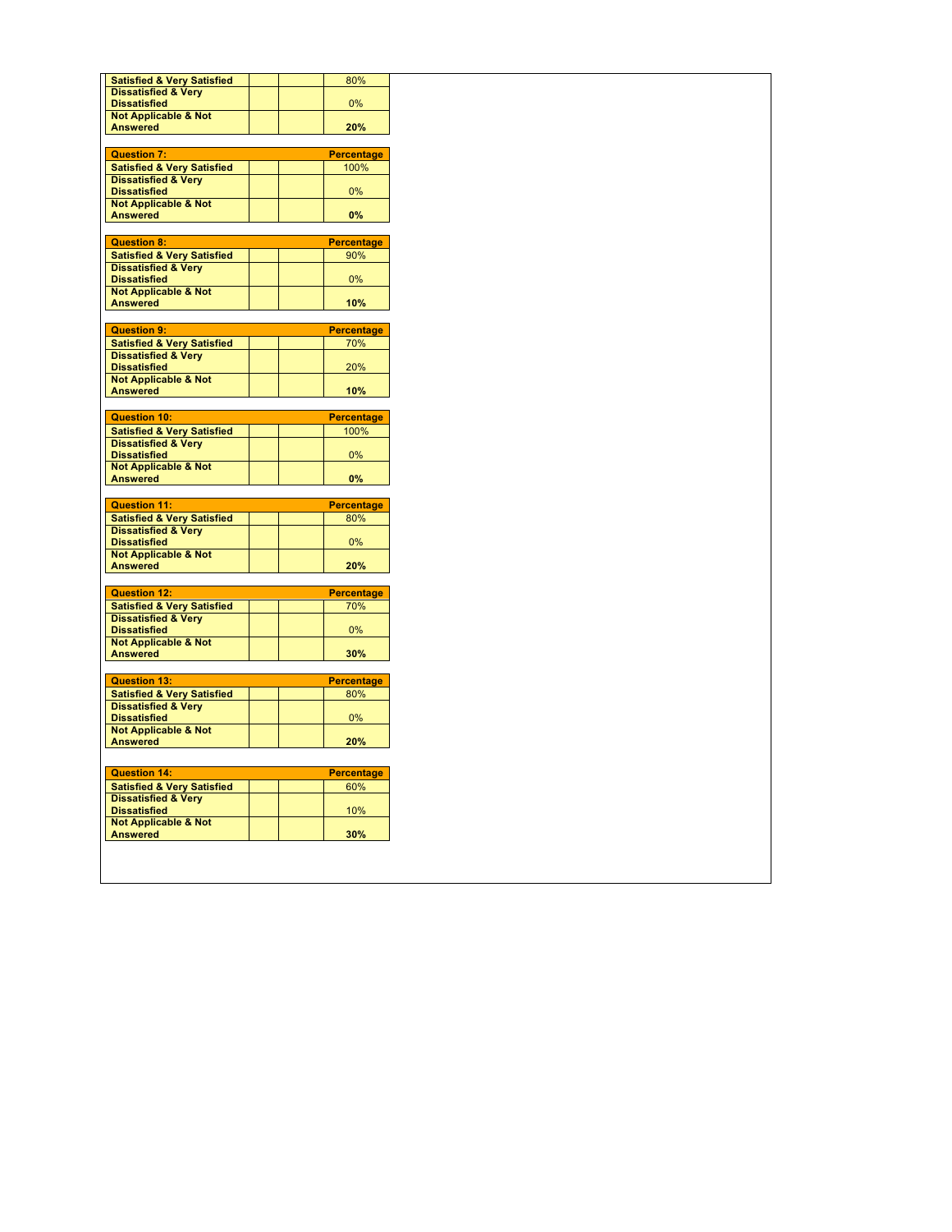| | | | |
|---|---|---|---|
| **Satisfied & Very Satisfied** | | | 80% |
| **Dissatisfied & Very Dissatisfied** | | | 0% |
| **Not Applicable & Not Answered** | | | **20%** |

| **Question 7:** | | | **Percentage** |
|---|---|---|---|
| **Satisfied & Very Satisfied** | | | 100% |
| **Dissatisfied & Very Dissatisfied** | | | 0% |
| **Not Applicable & Not Answered** | | | **0%** |

| **Question 8:** | | | **Percentage** |
|---|---|---|---|
| **Satisfied & Very Satisfied** | | | 90% |
| **Dissatisfied & Very Dissatisfied** | | | 0% |
| **Not Applicable & Not Answered** | | | **10%** |

| **Question 9:** | | | **Percentage** |
|---|---|---|---|
| **Satisfied & Very Satisfied** | | | 70% |
| **Dissatisfied & Very Dissatisfied** | | | 20% |
| **Not Applicable & Not Answered** | | | **10%** |

| **Question 10:** | | | **Percentage** |
|---|---|---|---|
| **Satisfied & Very Satisfied** | | | 100% |
| **Dissatisfied & Very Dissatisfied** | | | 0% |
| **Not Applicable & Not Answered** | | | **0%** |

| **Question 11:** | | | **Percentage** |
|---|---|---|---|
| **Satisfied & Very Satisfied** | | | 80% |
| **Dissatisfied & Very Dissatisfied** | | | 0% |
| **Not Applicable & Not Answered** | | | **20%** |

| **Question 12:** | | | **Percentage** |
|---|---|---|---|
| **Satisfied & Very Satisfied** | | | 70% |
| **Dissatisfied & Very Dissatisfied** | | | 0% |
| **Not Applicable & Not Answered** | | | **30%** |

| **Question 13:** | | | **Percentage** |
|---|---|---|---|
| **Satisfied & Very Satisfied** | | | 80% |
| **Dissatisfied & Very Dissatisfied** | | | 0% |
| **Not Applicable & Not Answered** | | | **20%** |

| **Question 14:** | | | **Percentage** |
|---|---|---|---|
| **Satisfied & Very Satisfied** | | | 60% |
| **Dissatisfied & Very Dissatisfied** | | | 10% |
| **Not Applicable & Not Answered** | | | **30%** |